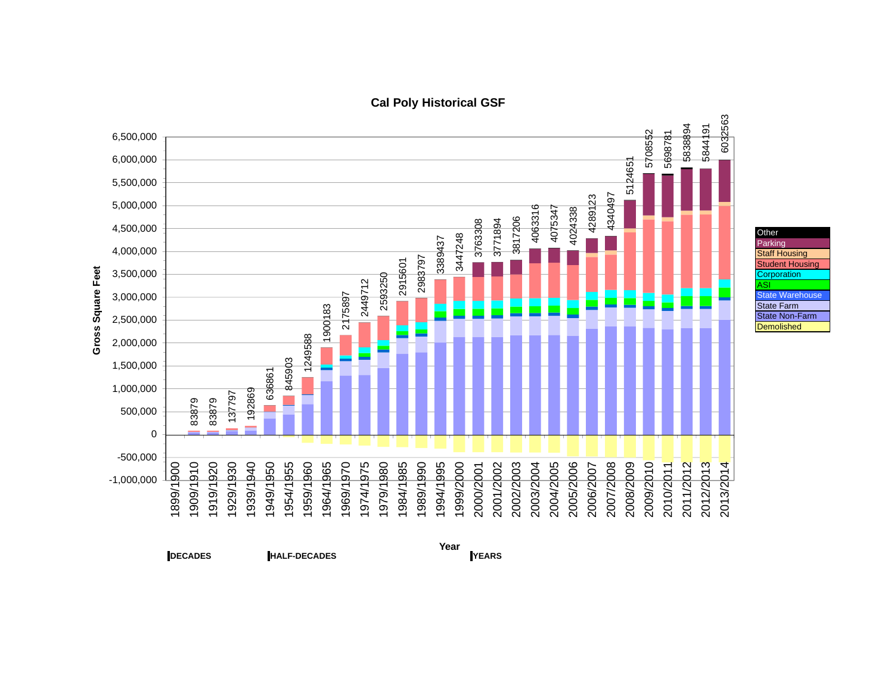# Cal Poly Historical GSF

| Year | Gross Square Feet |
|---|---|
| 1899/1900 | |
| 1909/1910 | 83879 |
| 1919/1920 | 83879 |
| 1929/1930 | 137797 |
| 1939/1940 | 192869 |
| 1949/1950 | 636861 |
| 1954/1955 | 845903 |
| 1959/1960 | 1249588 |
| 1964/1965 | 1900183 |
| 1969/1970 | 2175897 |
| 1974/1975 | 2449712 |
| 1979/1980 | 2593250 |
| 1984/1985 | 2915601 |
| 1989/1990 | 2983797 |
| 1994/1995 | 3389437 |
| 1999/2000 | 3447248 |
| 2000/2001 | 3763308 |
| 2001/2002 | 3771894 |
| 2002/2003 | 3817206 |
| 2003/2004 | 4063316 |
| 2004/2005 | 4075347 |
| 2005/2006 | 4024338 |
| 2006/2007 | 4289123 |
| 2007/2008 | 4340497 |
| 2008/2009 | 5124651 |
| 2009/2010 | 5708552 |
| 2010/2011 | 5698781 |
| 2011/2012 | 5838894 |
| 2012/2013 | 5844191 |
| 2013/2014 | 6032563 |

Legend: Other, Parking, Staff Housing, Student Housing, Corporation, ASI, State Warehouse, State Farm, State Non-Farm, Demolished

Y-axis: Gross Square Feet (-1,000,000 to 6,500,000)

X-axis: Year — DECADES | HALF-DECADES | YEARS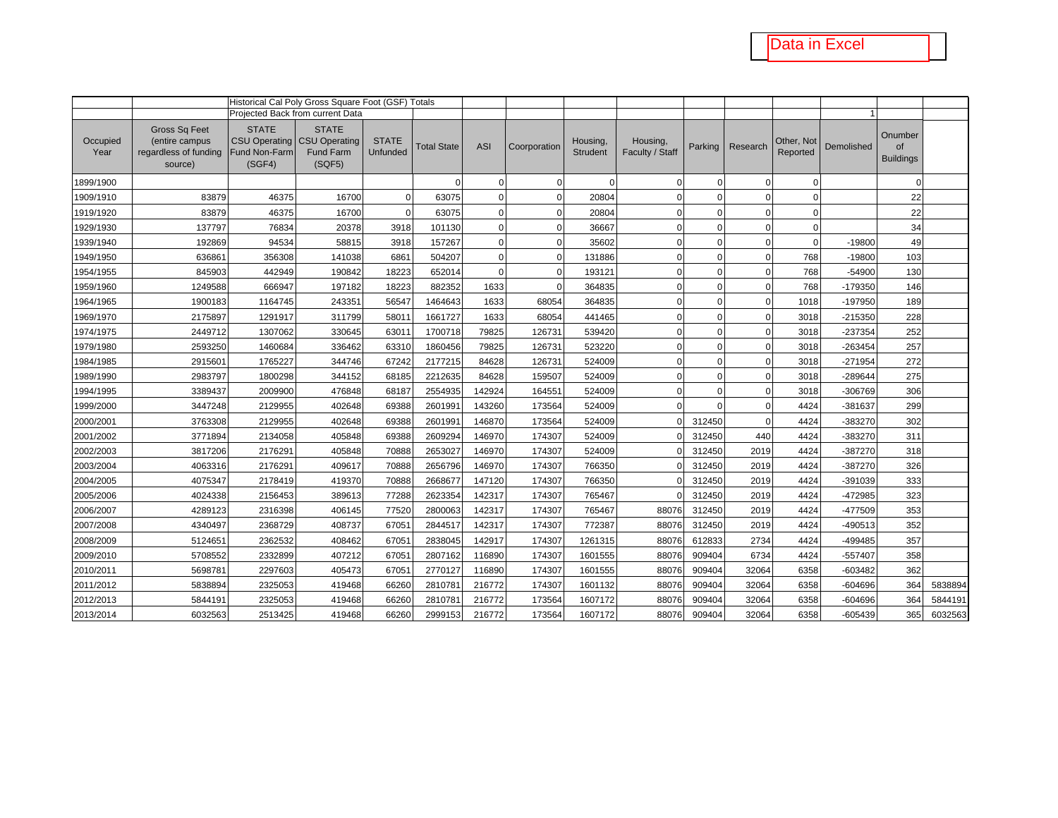Data in Excel

| | | Historical Cal Poly Gross Square Foot (GSF) Totals | | | | | | | | | | | | | |
|---|---|---|---|---|---|---|---|---|---|---|---|---|---|---|---|
| | | Projected Back from current Data | | | | | | | | | | | 1 | | |
| Occupied Year | Gross Sq Feet (entire campus regardless of funding source) | STATE CSU Operating Fund Non-Farm (SGF4) | STATE CSU Operating Fund Farm (SQF5) | STATE Unfunded | Total State | ASI | Coorporation | Housing, Strudent | Housing, Faculty / Staff | Parking | Research | Other, Not Reported | Demolished | Onumber of Buildings | |
| 1899/1900 | | | | | 0 | 0 | 0 | 0 | 0 | 0 | 0 | 0 | | 0 | |
| 1909/1910 | 83879 | 46375 | 16700 | 0 | 63075 | 0 | 0 | 20804 | 0 | 0 | 0 | 0 | | 22 | |
| 1919/1920 | 83879 | 46375 | 16700 | 0 | 63075 | 0 | 0 | 20804 | 0 | 0 | 0 | 0 | | 22 | |
| 1929/1930 | 137797 | 76834 | 20378 | 3918 | 101130 | 0 | 0 | 36667 | 0 | 0 | 0 | 0 | | 34 | |
| 1939/1940 | 192869 | 94534 | 58815 | 3918 | 157267 | 0 | 0 | 35602 | 0 | 0 | 0 | 0 | -19800 | 49 | |
| 1949/1950 | 636861 | 356308 | 141038 | 6861 | 504207 | 0 | 0 | 131886 | 0 | 0 | 0 | 768 | -19800 | 103 | |
| 1954/1955 | 845903 | 442949 | 190842 | 18223 | 652014 | 0 | 0 | 193121 | 0 | 0 | 0 | 768 | -54900 | 130 | |
| 1959/1960 | 1249588 | 666947 | 197182 | 18223 | 882352 | 1633 | 0 | 364835 | 0 | 0 | 0 | 768 | -179350 | 146 | |
| 1964/1965 | 1900183 | 1164745 | 243351 | 56547 | 1464643 | 1633 | 68054 | 364835 | 0 | 0 | 0 | 1018 | -197950 | 189 | |
| 1969/1970 | 2175897 | 1291917 | 311799 | 58011 | 1661727 | 1633 | 68054 | 441465 | 0 | 0 | 0 | 3018 | -215350 | 228 | |
| 1974/1975 | 2449712 | 1307062 | 330645 | 63011 | 1700718 | 79825 | 126731 | 539420 | 0 | 0 | 0 | 3018 | -237354 | 252 | |
| 1979/1980 | 2593250 | 1460684 | 336462 | 63310 | 1860456 | 79825 | 126731 | 523220 | 0 | 0 | 0 | 3018 | -263454 | 257 | |
| 1984/1985 | 2915601 | 1765227 | 344746 | 67242 | 2177215 | 84628 | 126731 | 524009 | 0 | 0 | 0 | 3018 | -271954 | 272 | |
| 1989/1990 | 2983797 | 1800298 | 344152 | 68185 | 2212635 | 84628 | 159507 | 524009 | 0 | 0 | 0 | 3018 | -289644 | 275 | |
| 1994/1995 | 3389437 | 2009900 | 476848 | 68187 | 2554935 | 142924 | 164551 | 524009 | 0 | 0 | 0 | 3018 | -306769 | 306 | |
| 1999/2000 | 3447248 | 2129955 | 402648 | 69388 | 2601991 | 143260 | 173564 | 524009 | 0 | 0 | 0 | 4424 | -381637 | 299 | |
| 2000/2001 | 3763308 | 2129955 | 402648 | 69388 | 2601991 | 146870 | 173564 | 524009 | 0 | 312450 | 0 | 4424 | -383270 | 302 | |
| 2001/2002 | 3771894 | 2134058 | 405848 | 69388 | 2609294 | 146970 | 174307 | 524009 | 0 | 312450 | 440 | 4424 | -383270 | 311 | |
| 2002/2003 | 3817206 | 2176291 | 405848 | 70888 | 2653027 | 146970 | 174307 | 524009 | 0 | 312450 | 2019 | 4424 | -387270 | 318 | |
| 2003/2004 | 4063316 | 2176291 | 409617 | 70888 | 2656796 | 146970 | 174307 | 766350 | 0 | 312450 | 2019 | 4424 | -387270 | 326 | |
| 2004/2005 | 4075347 | 2178419 | 419370 | 70888 | 2668677 | 147120 | 174307 | 766350 | 0 | 312450 | 2019 | 4424 | -391039 | 333 | |
| 2005/2006 | 4024338 | 2156453 | 389613 | 77288 | 2623354 | 142317 | 174307 | 765467 | 0 | 312450 | 2019 | 4424 | -472985 | 323 | |
| 2006/2007 | 4289123 | 2316398 | 406145 | 77520 | 2800063 | 142317 | 174307 | 765467 | 88076 | 312450 | 2019 | 4424 | -477509 | 353 | |
| 2007/2008 | 4340497 | 2368729 | 408737 | 67051 | 2844517 | 142317 | 174307 | 772387 | 88076 | 312450 | 2019 | 4424 | -490513 | 352 | |
| 2008/2009 | 5124651 | 2362532 | 408462 | 67051 | 2838045 | 142917 | 174307 | 1261315 | 88076 | 612833 | 2734 | 4424 | -499485 | 357 | |
| 2009/2010 | 5708552 | 2332899 | 407212 | 67051 | 2807162 | 116890 | 174307 | 1601555 | 88076 | 909404 | 6734 | 4424 | -557407 | 358 | |
| 2010/2011 | 5698781 | 2297603 | 405473 | 67051 | 2770127 | 116890 | 174307 | 1601555 | 88076 | 909404 | 32064 | 6358 | -603482 | 362 | |
| 2011/2012 | 5838894 | 2325053 | 419468 | 66260 | 2810781 | 216772 | 174307 | 1601132 | 88076 | 909404 | 32064 | 6358 | -604696 | 364 | 5838894 |
| 2012/2013 | 5844191 | 2325053 | 419468 | 66260 | 2810781 | 216772 | 173564 | 1607172 | 88076 | 909404 | 32064 | 6358 | -604696 | 364 | 5844191 |
| 2013/2014 | 6032563 | 2513425 | 419468 | 66260 | 2999153 | 216772 | 173564 | 1607172 | 88076 | 909404 | 32064 | 6358 | -605439 | 365 | 6032563 |